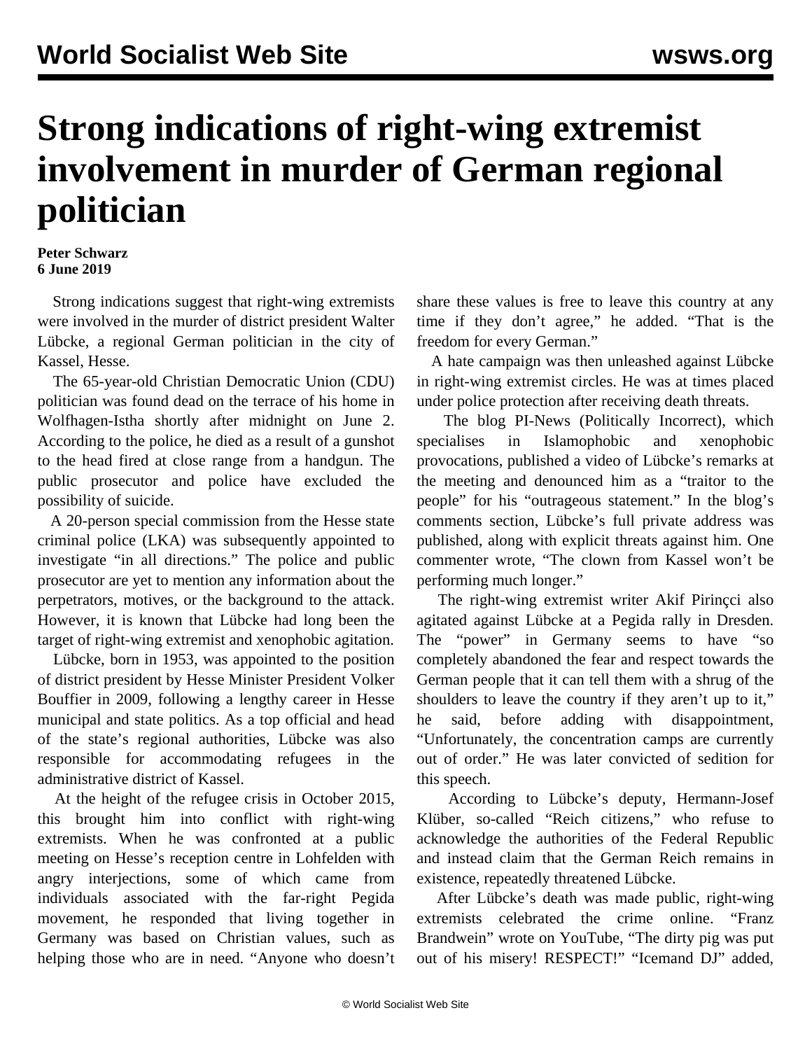# Strong indications of right-wing extremist involvement in murder of German regional politician

**Peter Schwarz**
**6 June 2019**

Strong indications suggest that right-wing extremists were involved in the murder of district president Walter Lübcke, a regional German politician in the city of Kassel, Hesse.

The 65-year-old Christian Democratic Union (CDU) politician was found dead on the terrace of his home in Wolfhagen-Istha shortly after midnight on June 2. According to the police, he died as a result of a gunshot to the head fired at close range from a handgun. The public prosecutor and police have excluded the possibility of suicide.

A 20-person special commission from the Hesse state criminal police (LKA) was subsequently appointed to investigate "in all directions." The police and public prosecutor are yet to mention any information about the perpetrators, motives, or the background to the attack. However, it is known that Lübcke had long been the target of right-wing extremist and xenophobic agitation.

Lübcke, born in 1953, was appointed to the position of district president by Hesse Minister President Volker Bouffier in 2009, following a lengthy career in Hesse municipal and state politics. As a top official and head of the state's regional authorities, Lübcke was also responsible for accommodating refugees in the administrative district of Kassel.

At the height of the refugee crisis in October 2015, this brought him into conflict with right-wing extremists. When he was confronted at a public meeting on Hesse's reception centre in Lohfelden with angry interjections, some of which came from individuals associated with the far-right Pegida movement, he responded that living together in Germany was based on Christian values, such as helping those who are in need. "Anyone who doesn't share these values is free to leave this country at any time if they don't agree," he added. "That is the freedom for every German."

A hate campaign was then unleashed against Lübcke in right-wing extremist circles. He was at times placed under police protection after receiving death threats.

The blog PI-News (Politically Incorrect), which specialises in Islamophobic and xenophobic provocations, published a video of Lübcke's remarks at the meeting and denounced him as a "traitor to the people" for his "outrageous statement." In the blog's comments section, Lübcke's full private address was published, along with explicit threats against him. One commenter wrote, "The clown from Kassel won't be performing much longer."

The right-wing extremist writer Akif Pirinçci also agitated against Lübcke at a Pegida rally in Dresden. The "power" in Germany seems to have "so completely abandoned the fear and respect towards the German people that it can tell them with a shrug of the shoulders to leave the country if they aren't up to it," he said, before adding with disappointment, "Unfortunately, the concentration camps are currently out of order." He was later convicted of sedition for this speech.

According to Lübcke's deputy, Hermann-Josef Klüber, so-called "Reich citizens," who refuse to acknowledge the authorities of the Federal Republic and instead claim that the German Reich remains in existence, repeatedly threatened Lübcke.

After Lübcke's death was made public, right-wing extremists celebrated the crime online. "Franz Brandwein" wrote on YouTube, "The dirty pig was put out of his misery! RESPECT!" "Icemand DJ" added,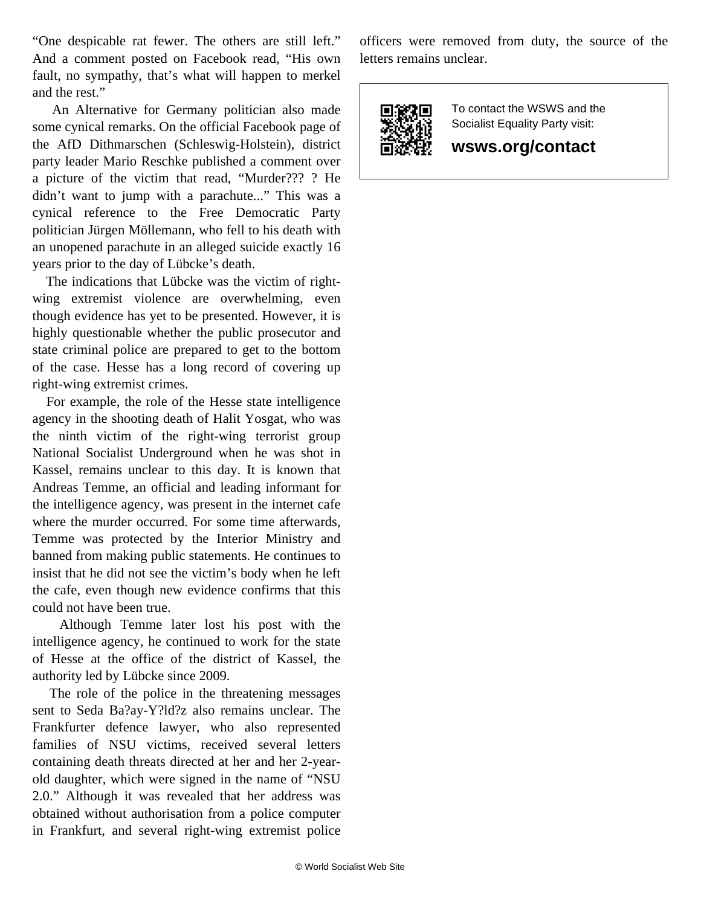“One despicable rat fewer. The others are still left.” And a comment posted on Facebook read, “His own fault, no sympathy, that’s what will happen to merkel and the rest.”

An Alternative for Germany politician also made some cynical remarks. On the official Facebook page of the AfD Dithmarschen (Schleswig-Holstein), district party leader Mario Reschke published a comment over a picture of the victim that read, “Murder??? ? He didn’t want to jump with a parachute...” This was a cynical reference to the Free Democratic Party politician Jürgen Möllemann, who fell to his death with an unopened parachute in an alleged suicide exactly 16 years prior to the day of Lübcke’s death.

The indications that Lübcke was the victim of right-wing extremist violence are overwhelming, even though evidence has yet to be presented. However, it is highly questionable whether the public prosecutor and state criminal police are prepared to get to the bottom of the case. Hesse has a long record of covering up right-wing extremist crimes.

For example, the role of the Hesse state intelligence agency in the shooting death of Halit Yosgat, who was the ninth victim of the right-wing terrorist group National Socialist Underground when he was shot in Kassel, remains unclear to this day. It is known that Andreas Temme, an official and leading informant for the intelligence agency, was present in the internet cafe where the murder occurred. For some time afterwards, Temme was protected by the Interior Ministry and banned from making public statements. He continues to insist that he did not see the victim’s body when he left the cafe, even though new evidence confirms that this could not have been true.

Although Temme later lost his post with the intelligence agency, he continued to work for the state of Hesse at the office of the district of Kassel, the authority led by Lübcke since 2009.

The role of the police in the threatening messages sent to Seda Ba?ay-Y?ld?z also remains unclear. The Frankfurter defence lawyer, who also represented families of NSU victims, received several letters containing death threats directed at her and her 2-year-old daughter, which were signed in the name of “NSU 2.0.” Although it was revealed that her address was obtained without authorisation from a police computer in Frankfurt, and several right-wing extremist police officers were removed from duty, the source of the letters remains unclear.

To contact the WSWS and the Socialist Equality Party visit:

**wsws.org/contact**